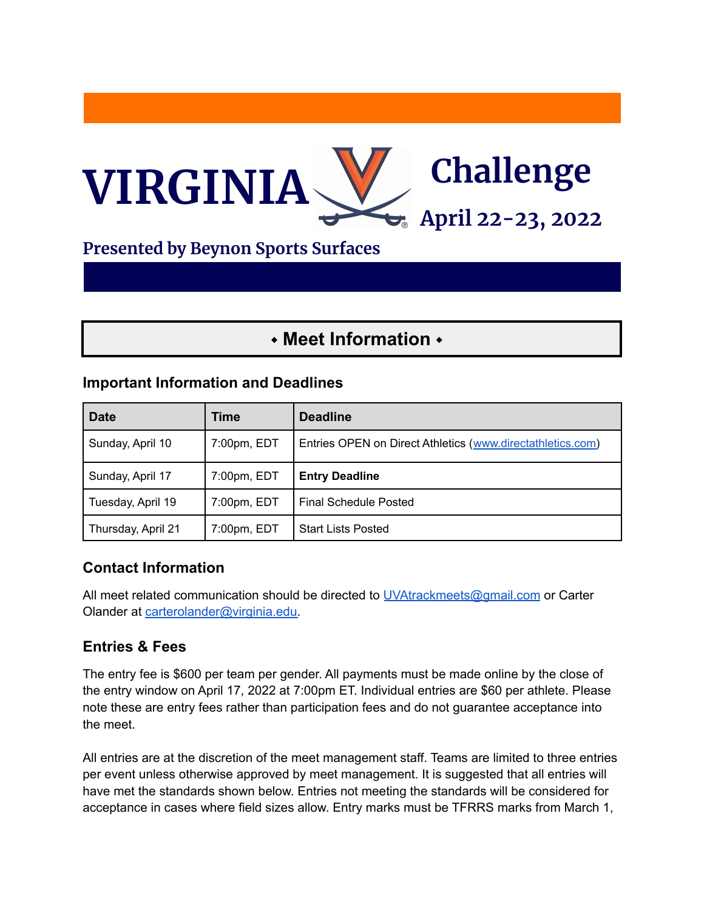# VIRGINIA Challenge

**April 22-23, 2022**

**Presented by Beynon Sports Surfaces**

## ⬩ Meet Information ⬩

### Important Information and Deadlines

| Date | Time | Deadline |
|---|---|---|
| Sunday, April 10 | 7:00pm, EDT | Entries OPEN on Direct Athletics (www.directathletics.com) |
| Sunday, April 17 | 7:00pm, EDT | **Entry Deadline** |
| Tuesday, April 19 | 7:00pm, EDT | Final Schedule Posted |
| Thursday, April 21 | 7:00pm, EDT | Start Lists Posted |

### Contact Information

All meet related communication should be directed to UVAtrackmeets@gmail.com or Carter Olander at carterolander@virginia.edu.

### Entries & Fees

The entry fee is $600 per team per gender. All payments must be made online by the close of the entry window on April 17, 2022 at 7:00pm ET. Individual entries are $60 per athlete. Please note these are entry fees rather than participation fees and do not guarantee acceptance into the meet.

All entries are at the discretion of the meet management staff. Teams are limited to three entries per event unless otherwise approved by meet management. It is suggested that all entries will have met the standards shown below. Entries not meeting the standards will be considered for acceptance in cases where field sizes allow. Entry marks must be TFRRS marks from March 1,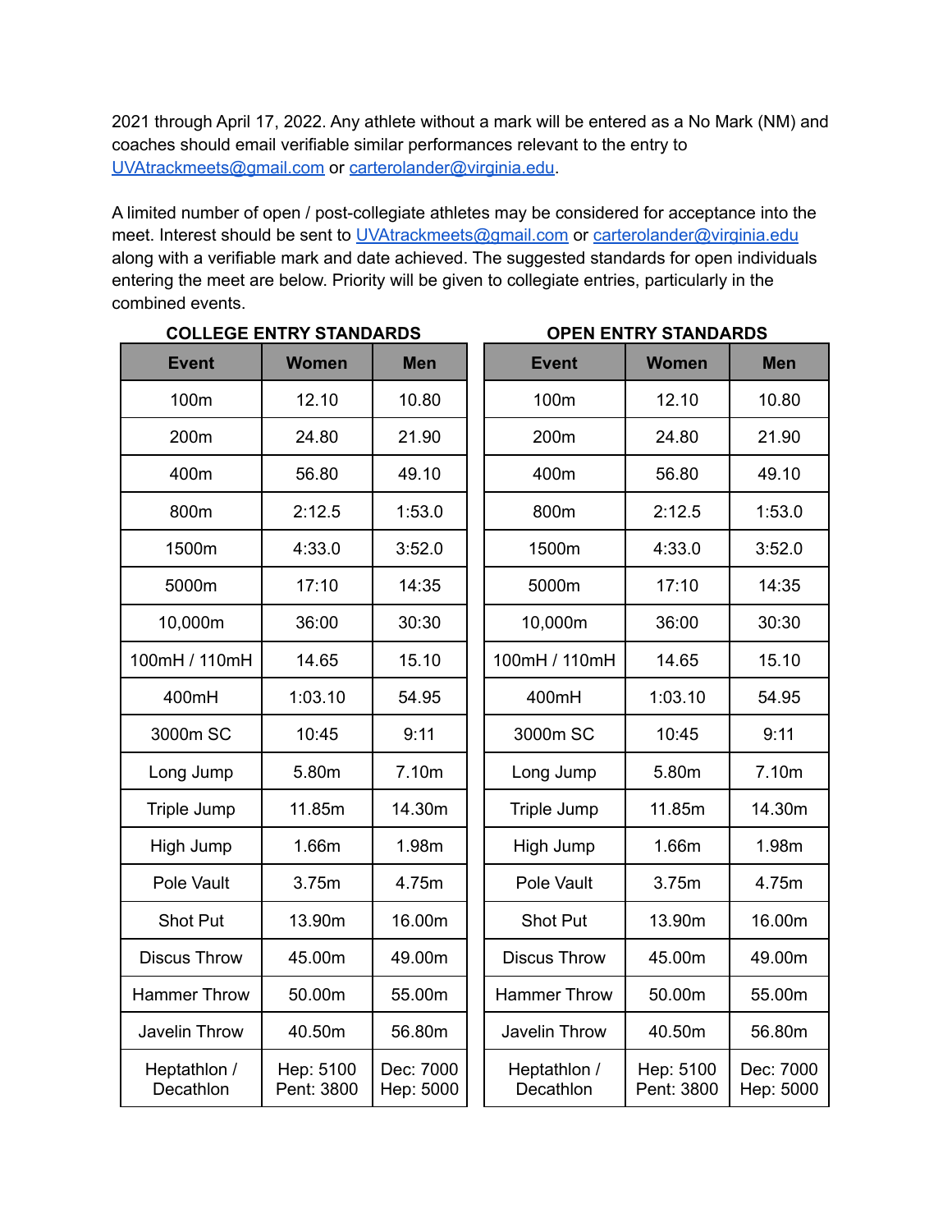2021 through April 17, 2022. Any athlete without a mark will be entered as a No Mark (NM) and coaches should email verifiable similar performances relevant to the entry to UVAtrackmeets@gmail.com or carterolander@virginia.edu.

A limited number of open / post-collegiate athletes may be considered for acceptance into the meet. Interest should be sent to UVAtrackmeets@gmail.com or carterolander@virginia.edu along with a verifiable mark and date achieved. The suggested standards for open individuals entering the meet are below. Priority will be given to collegiate entries, particularly in the combined events.

**COLLEGE ENTRY STANDARDS**

| Event | Women | Men |
|---|---|---|
| 100m | 12.10 | 10.80 |
| 200m | 24.80 | 21.90 |
| 400m | 56.80 | 49.10 |
| 800m | 2:12.5 | 1:53.0 |
| 1500m | 4:33.0 | 3:52.0 |
| 5000m | 17:10 | 14:35 |
| 10,000m | 36:00 | 30:30 |
| 100mH / 110mH | 14.65 | 15.10 |
| 400mH | 1:03.10 | 54.95 |
| 3000m SC | 10:45 | 9:11 |
| Long Jump | 5.80m | 7.10m |
| Triple Jump | 11.85m | 14.30m |
| High Jump | 1.66m | 1.98m |
| Pole Vault | 3.75m | 4.75m |
| Shot Put | 13.90m | 16.00m |
| Discus Throw | 45.00m | 49.00m |
| Hammer Throw | 50.00m | 55.00m |
| Javelin Throw | 40.50m | 56.80m |
| Heptathlon / Decathlon | Hep: 5100 Pent: 3800 | Dec: 7000 Hep: 5000 |

**OPEN ENTRY STANDARDS**

| Event | Women | Men |
|---|---|---|
| 100m | 12.10 | 10.80 |
| 200m | 24.80 | 21.90 |
| 400m | 56.80 | 49.10 |
| 800m | 2:12.5 | 1:53.0 |
| 1500m | 4:33.0 | 3:52.0 |
| 5000m | 17:10 | 14:35 |
| 10,000m | 36:00 | 30:30 |
| 100mH / 110mH | 14.65 | 15.10 |
| 400mH | 1:03.10 | 54.95 |
| 3000m SC | 10:45 | 9:11 |
| Long Jump | 5.80m | 7.10m |
| Triple Jump | 11.85m | 14.30m |
| High Jump | 1.66m | 1.98m |
| Pole Vault | 3.75m | 4.75m |
| Shot Put | 13.90m | 16.00m |
| Discus Throw | 45.00m | 49.00m |
| Hammer Throw | 50.00m | 55.00m |
| Javelin Throw | 40.50m | 56.80m |
| Heptathlon / Decathlon | Hep: 5100 Pent: 3800 | Dec: 7000 Hep: 5000 |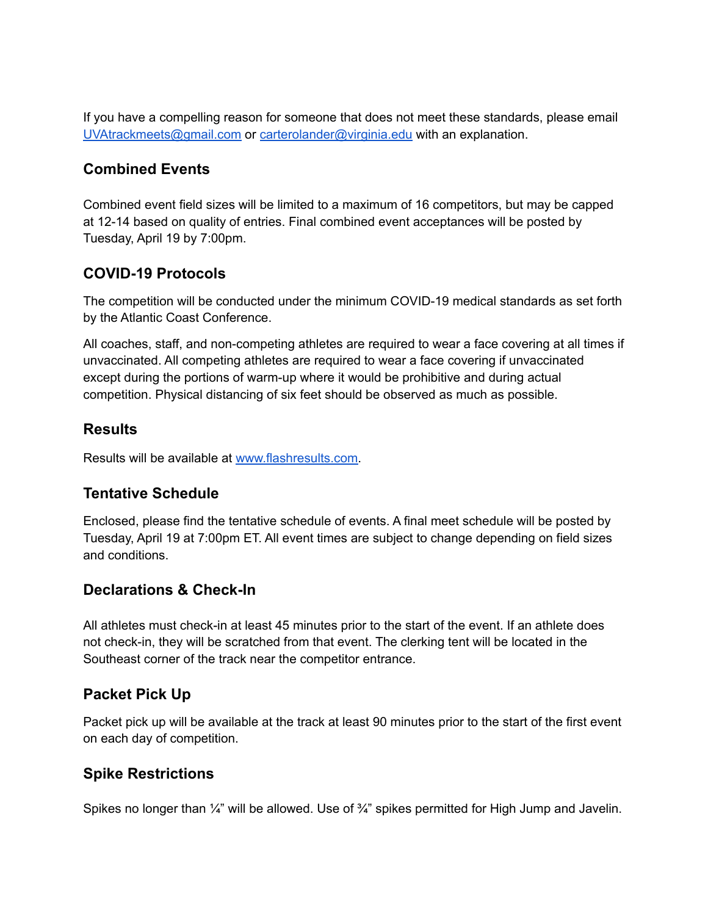If you have a compelling reason for someone that does not meet these standards, please email UVAtrackmeets@gmail.com or carterolander@virginia.edu with an explanation.

## Combined Events

Combined event field sizes will be limited to a maximum of 16 competitors, but may be capped at 12-14 based on quality of entries. Final combined event acceptances will be posted by Tuesday, April 19 by 7:00pm.

## COVID-19 Protocols

The competition will be conducted under the minimum COVID-19 medical standards as set forth by the Atlantic Coast Conference.

All coaches, staff, and non-competing athletes are required to wear a face covering at all times if unvaccinated. All competing athletes are required to wear a face covering if unvaccinated except during the portions of warm-up where it would be prohibitive and during actual competition. Physical distancing of six feet should be observed as much as possible.

## Results

Results will be available at www.flashresults.com.

## Tentative Schedule

Enclosed, please find the tentative schedule of events. A final meet schedule will be posted by Tuesday, April 19 at 7:00pm ET. All event times are subject to change depending on field sizes and conditions.

## Declarations & Check-In

All athletes must check-in at least 45 minutes prior to the start of the event. If an athlete does not check-in, they will be scratched from that event. The clerking tent will be located in the Southeast corner of the track near the competitor entrance.

## Packet Pick Up

Packet pick up will be available at the track at least 90 minutes prior to the start of the first event on each day of competition.

## Spike Restrictions

Spikes no longer than ¼" will be allowed. Use of ¾" spikes permitted for High Jump and Javelin.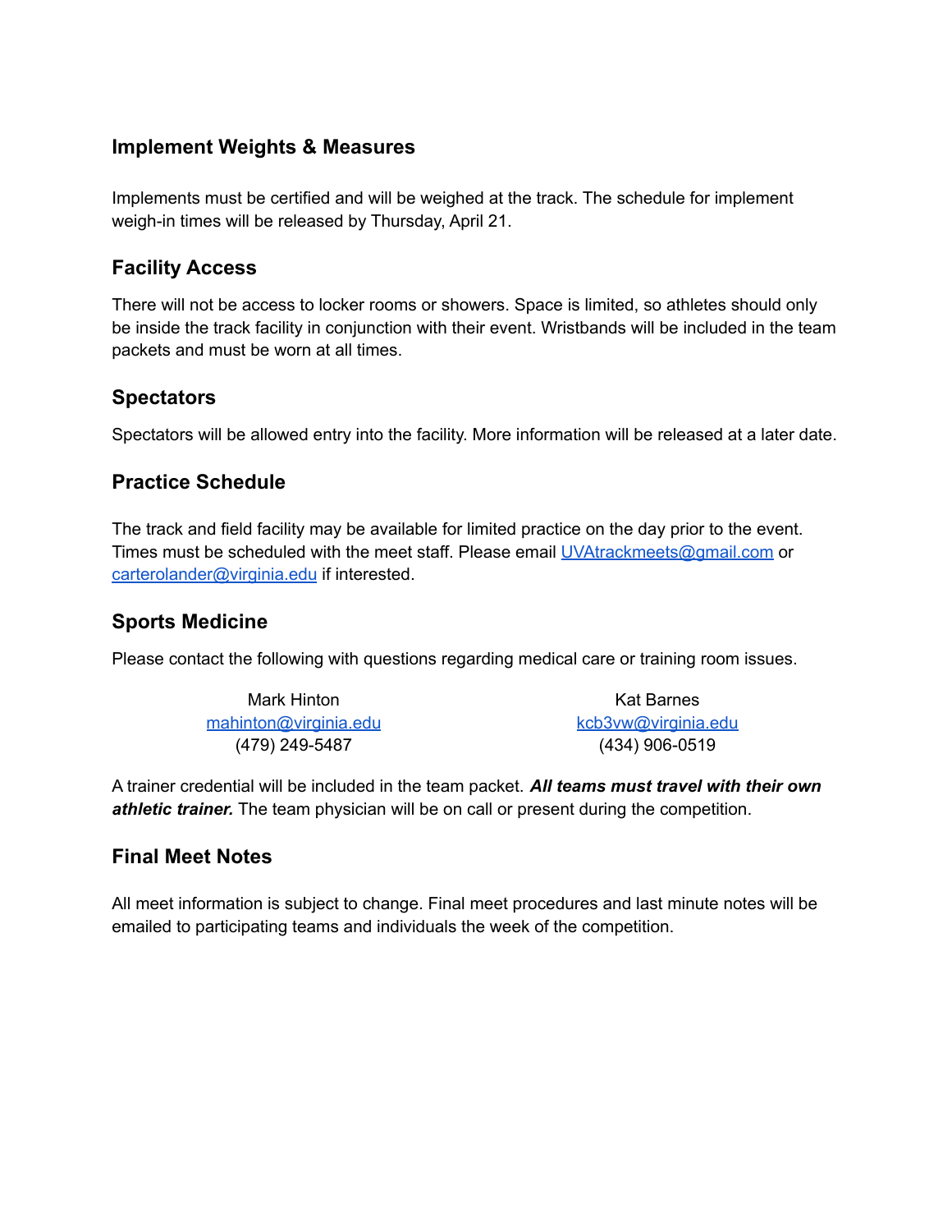## Implement Weights & Measures

Implements must be certified and will be weighed at the track. The schedule for implement weigh-in times will be released by Thursday, April 21.

## Facility Access

There will not be access to locker rooms or showers. Space is limited, so athletes should only be inside the track facility in conjunction with their event. Wristbands will be included in the team packets and must be worn at all times.

## Spectators

Spectators will be allowed entry into the facility. More information will be released at a later date.

## Practice Schedule

The track and field facility may be available for limited practice on the day prior to the event. Times must be scheduled with the meet staff. Please email UVAtrackmeets@gmail.com or carterolander@virginia.edu if interested.

## Sports Medicine

Please contact the following with questions regarding medical care or training room issues.

Mark Hinton
mahinton@virginia.edu
(479) 249-5487

Kat Barnes
kcb3vw@virginia.edu
(434) 906-0519

A trainer credential will be included in the team packet. ***All teams must travel with their own athletic trainer.*** The team physician will be on call or present during the competition.

## Final Meet Notes

All meet information is subject to change. Final meet procedures and last minute notes will be emailed to participating teams and individuals the week of the competition.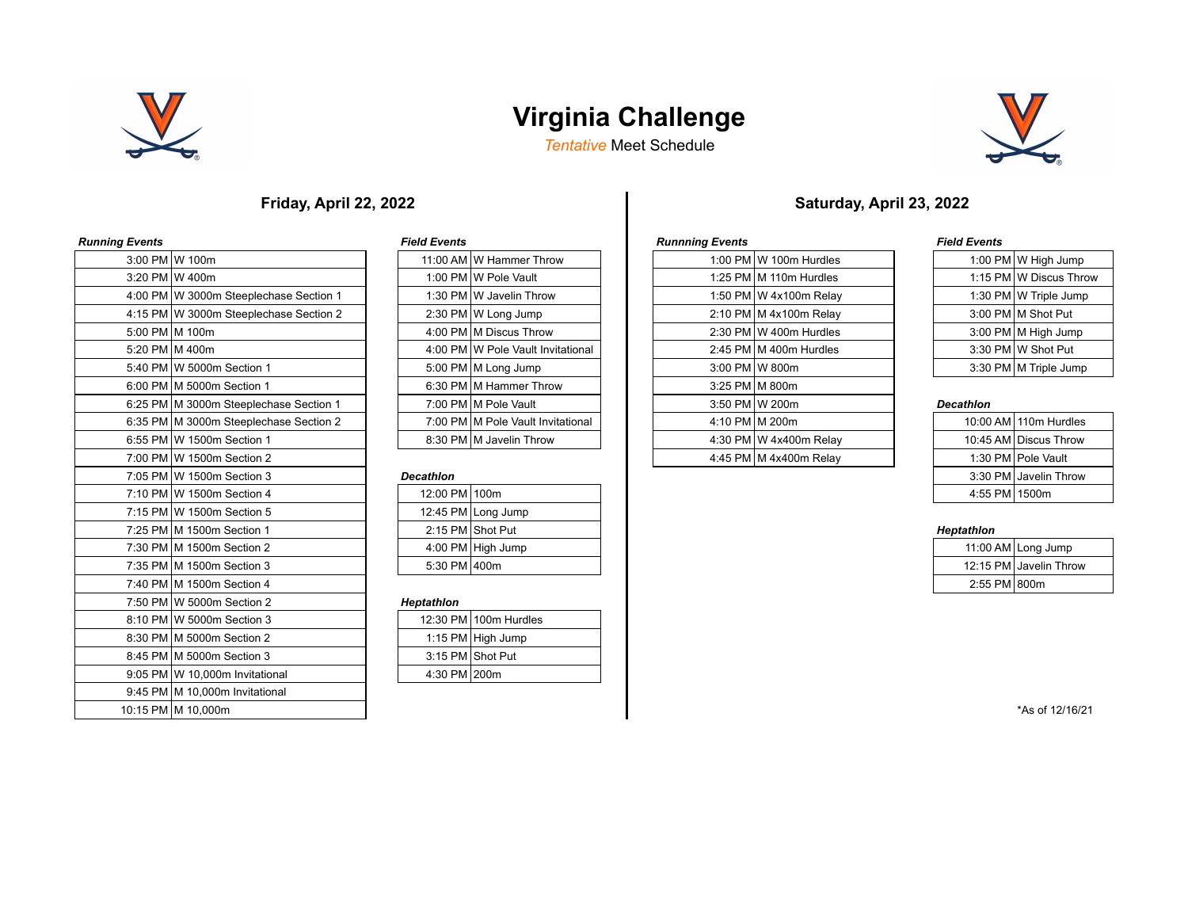# Virginia Challenge

*Tentative* Meet Schedule

## Friday, April 22, 2022

***Running Events***

| | |
|---|---|
| 3:00 PM | W 100m |
| 3:20 PM | W 400m |
| 4:00 PM | W 3000m Steeplechase Section 1 |
| 4:15 PM | W 3000m Steeplechase Section 2 |
| 5:00 PM | M 100m |
| 5:20 PM | M 400m |
| 5:40 PM | W 5000m Section 1 |
| 6:00 PM | M 5000m Section 1 |
| 6:25 PM | M 3000m Steeplechase Section 1 |
| 6:35 PM | M 3000m Steeplechase Section 2 |
| 6:55 PM | W 1500m Section 1 |
| 7:00 PM | W 1500m Section 2 |
| 7:05 PM | W 1500m Section 3 |
| 7:10 PM | W 1500m Section 4 |
| 7:15 PM | W 1500m Section 5 |
| 7:25 PM | M 1500m Section 1 |
| 7:30 PM | M 1500m Section 2 |
| 7:35 PM | M 1500m Section 3 |
| 7:40 PM | M 1500m Section 4 |
| 7:50 PM | W 5000m Section 2 |
| 8:10 PM | W 5000m Section 3 |
| 8:30 PM | M 5000m Section 2 |
| 8:45 PM | M 5000m Section 3 |
| 9:05 PM | W 10,000m Invitational |
| 9:45 PM | M 10,000m Invitational |
| 10:15 PM | M 10,000m |

***Field Events***

| | |
|---|---|
| 11:00 AM | W Hammer Throw |
| 1:00 PM | W Pole Vault |
| 1:30 PM | W Javelin Throw |
| 2:30 PM | W Long Jump |
| 4:00 PM | M Discus Throw |
| 4:00 PM | W Pole Vault Invitational |
| 5:00 PM | M Long Jump |
| 6:30 PM | M Hammer Throw |
| 7:00 PM | M Pole Vault |
| 7:00 PM | M Pole Vault Invitational |
| 8:30 PM | M Javelin Throw |

***Decathlon***

| | |
|---|---|
| 12:00 PM | 100m |
| 12:45 PM | Long Jump |
| 2:15 PM | Shot Put |
| 4:00 PM | High Jump |
| 5:30 PM | 400m |

***Heptathlon***

| | |
|---|---|
| 12:30 PM | 100m Hurdles |
| 1:15 PM | High Jump |
| 3:15 PM | Shot Put |
| 4:30 PM | 200m |

## Saturday, April 23, 2022

***Runnning Events***

| | |
|---|---|
| 1:00 PM | W 100m Hurdles |
| 1:25 PM | M 110m Hurdles |
| 1:50 PM | W 4x100m Relay |
| 2:10 PM | M 4x100m Relay |
| 2:30 PM | W 400m Hurdles |
| 2:45 PM | M 400m Hurdles |
| 3:00 PM | W 800m |
| 3:25 PM | M 800m |
| 3:50 PM | W 200m |
| 4:10 PM | M 200m |
| 4:30 PM | W 4x400m Relay |
| 4:45 PM | M 4x400m Relay |

***Field Events***

| | |
|---|---|
| 1:00 PM | W High Jump |
| 1:15 PM | W Discus Throw |
| 1:30 PM | W Triple Jump |
| 3:00 PM | M Shot Put |
| 3:00 PM | M High Jump |
| 3:30 PM | W Shot Put |
| 3:30 PM | M Triple Jump |

***Decathlon***

| | |
|---|---|
| 10:00 AM | 110m Hurdles |
| 10:45 AM | Discus Throw |
| 1:30 PM | Pole Vault |
| 3:30 PM | Javelin Throw |
| 4:55 PM | 1500m |

***Heptathlon***

| | |
|---|---|
| 11:00 AM | Long Jump |
| 12:15 PM | Javelin Throw |
| 2:55 PM | 800m |

*As of 12/16/21